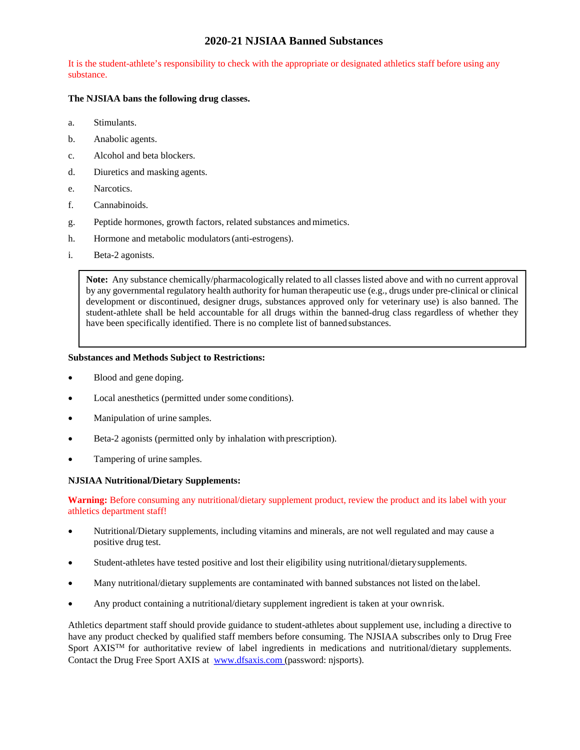# 2020-21 NJSIAA Banned Substances

It is the student-athlete's responsibility to check with the appropriate or designated athletics staff before using any substance.

**The NJSIAA bans the following drug classes.**

a. Stimulants.

b. Anabolic agents.

c. Alcohol and beta blockers.

d. Diuretics and masking agents.

e. Narcotics.

f. Cannabinoids.

g. Peptide hormones, growth factors, related substances and mimetics.

h. Hormone and metabolic modulators (anti-estrogens).

i. Beta-2 agonists.

> **Note:** Any substance chemically/pharmacologically related to all classes listed above and with no current approval by any governmental regulatory health authority for human therapeutic use (e.g., drugs under pre-clinical or clinical development or discontinued, designer drugs, substances approved only for veterinary use) is also banned. The student-athlete shall be held accountable for all drugs within the banned-drug class regardless of whether they have been specifically identified. There is no complete list of banned substances.

**Substances and Methods Subject to Restrictions:**

- Blood and gene doping.
- Local anesthetics (permitted under some conditions).
- Manipulation of urine samples.
- Beta-2 agonists (permitted only by inhalation with prescription).
- Tampering of urine samples.

**NJSIAA Nutritional/Dietary Supplements:**

**Warning:** Before consuming any nutritional/dietary supplement product, review the product and its label with your athletics department staff!

- Nutritional/Dietary supplements, including vitamins and minerals, are not well regulated and may cause a positive drug test.
- Student-athletes have tested positive and lost their eligibility using nutritional/dietary supplements.
- Many nutritional/dietary supplements are contaminated with banned substances not listed on the label.
- Any product containing a nutritional/dietary supplement ingredient is taken at your own risk.

Athletics department staff should provide guidance to student-athletes about supplement use, including a directive to have any product checked by qualified staff members before consuming. The NJSIAA subscribes only to Drug Free Sport AXIS™ for authoritative review of label ingredients in medications and nutritional/dietary supplements. Contact the Drug Free Sport AXIS at www.dfsaxis.com (password: njsports).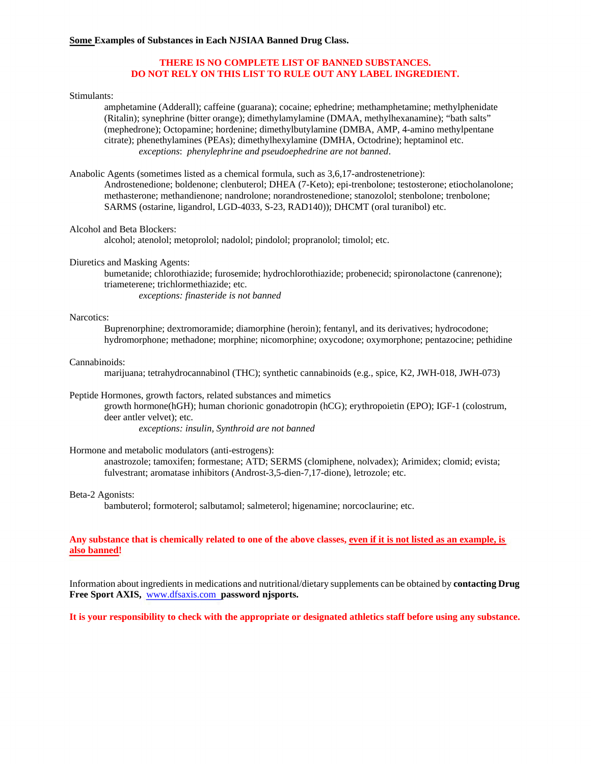**Some Examples of Substances in Each NJSIAA Banned Drug Class.**

**THERE IS NO COMPLETE LIST OF BANNED SUBSTANCES.**
**DO NOT RELY ON THIS LIST TO RULE OUT ANY LABEL INGREDIENT.**

Stimulants:

amphetamine (Adderall); caffeine (guarana); cocaine; ephedrine; methamphetamine; methylphenidate (Ritalin); synephrine (bitter orange); dimethylamylamine (DMAA, methylhexanamine); "bath salts" (mephedrone); Octopamine; hordenine; dimethylbutylamine (DMBA, AMP, 4-amino methylpentane citrate); phenethylamines (PEAs); dimethylhexylamine (DMHA, Octodrine); heptaminol etc.

*exceptions*: *phenylephrine and pseudoephedrine are not banned*.

Anabolic Agents (sometimes listed as a chemical formula, such as 3,6,17-androstenetrione):

Androstenedione; boldenone; clenbuterol; DHEA (7-Keto); epi-trenbolone; testosterone; etiocholanolone; methasterone; methandienone; nandrolone; norandrostenedione; stanozolol; stenbolone; trenbolone; SARMS (ostarine, ligandrol, LGD-4033, S-23, RAD140)); DHCMT (oral turanibol) etc.

Alcohol and Beta Blockers:

alcohol; atenolol; metoprolol; nadolol; pindolol; propranolol; timolol; etc.

Diuretics and Masking Agents:

bumetanide; chlorothiazide; furosemide; hydrochlorothiazide; probenecid; spironolactone (canrenone); triameterene; trichlormethiazide; etc.

*exceptions: finasteride is not banned*

Narcotics:

Buprenorphine; dextromoramide; diamorphine (heroin); fentanyl, and its derivatives; hydrocodone; hydromorphone; methadone; morphine; nicomorphine; oxycodone; oxymorphone; pentazocine; pethidine

Cannabinoids:

marijuana; tetrahydrocannabinol (THC); synthetic cannabinoids (e.g., spice, K2, JWH-018, JWH-073)

Peptide Hormones, growth factors, related substances and mimetics

growth hormone(hGH); human chorionic gonadotropin (hCG); erythropoietin (EPO); IGF-1 (colostrum, deer antler velvet); etc.

*exceptions: insulin, Synthroid are not banned*

Hormone and metabolic modulators (anti-estrogens):

anastrozole; tamoxifen; formestane; ATD; SERMS (clomiphene, nolvadex); Arimidex; clomid; evista; fulvestrant; aromatase inhibitors (Androst-3,5-dien-7,17-dione), letrozole; etc.

Beta-2 Agonists:

bambuterol; formoterol; salbutamol; salmeterol; higenamine; norcoclaurine; etc.

**Any substance that is chemically related to one of the above classes, even if it is not listed as an example, is also banned!**

Information about ingredients in medications and nutritional/dietary supplements can be obtained by **contacting Drug Free Sport AXIS,** www.dfsaxis.com **password njsports.**

**It is your responsibility to check with the appropriate or designated athletics staff before using any substance.**